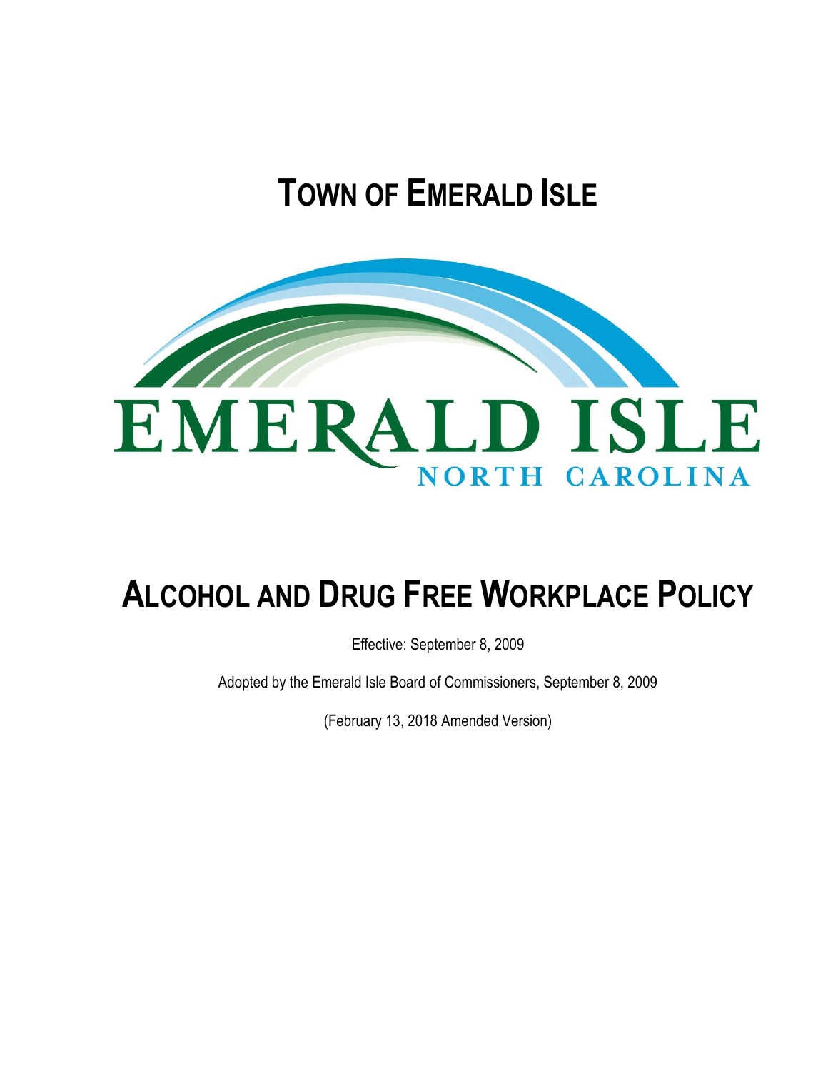# TOWN OF EMERALD ISLE

EMERALD ISLE
NORTH CAROLINA

# ALCOHOL AND DRUG FREE WORKPLACE POLICY

Effective: September 8, 2009

Adopted by the Emerald Isle Board of Commissioners, September 8, 2009

(February 13, 2018 Amended Version)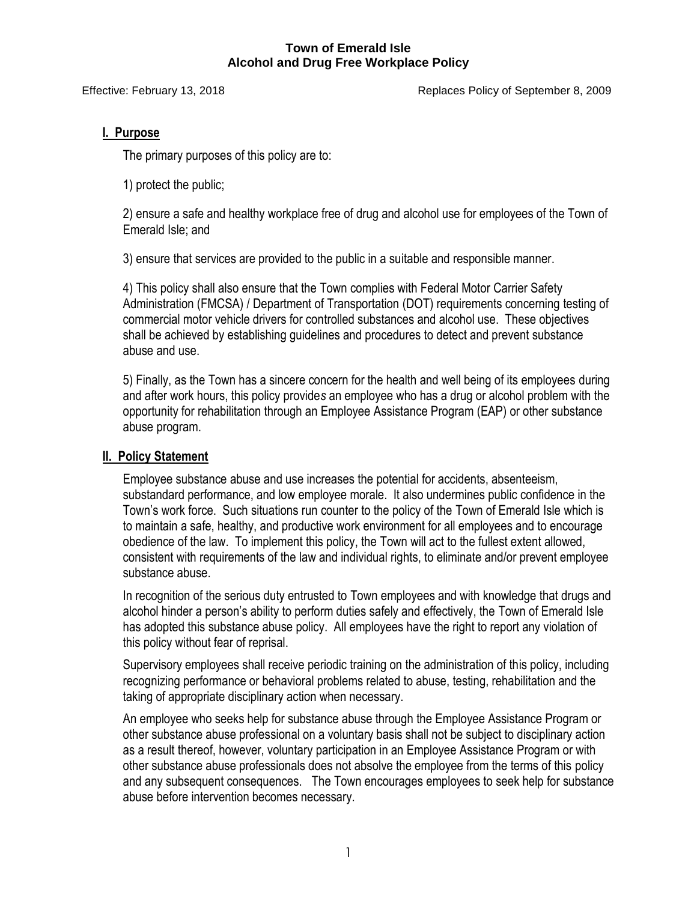**Town of Emerald Isle**
**Alcohol and Drug Free Workplace Policy**

Effective: February 13, 2018 Replaces Policy of September 8, 2009

## I. Purpose

The primary purposes of this policy are to:

1) protect the public;

2) ensure a safe and healthy workplace free of drug and alcohol use for employees of the Town of Emerald Isle; and

3) ensure that services are provided to the public in a suitable and responsible manner.

4) This policy shall also ensure that the Town complies with Federal Motor Carrier Safety Administration (FMCSA) / Department of Transportation (DOT) requirements concerning testing of commercial motor vehicle drivers for controlled substances and alcohol use. These objectives shall be achieved by establishing guidelines and procedures to detect and prevent substance abuse and use.

5) Finally, as the Town has a sincere concern for the health and well being of its employees during and after work hours, this policy provides an employee who has a drug or alcohol problem with the opportunity for rehabilitation through an Employee Assistance Program (EAP) or other substance abuse program.

## II. Policy Statement

Employee substance abuse and use increases the potential for accidents, absenteeism, substandard performance, and low employee morale. It also undermines public confidence in the Town's work force. Such situations run counter to the policy of the Town of Emerald Isle which is to maintain a safe, healthy, and productive work environment for all employees and to encourage obedience of the law. To implement this policy, the Town will act to the fullest extent allowed, consistent with requirements of the law and individual rights, to eliminate and/or prevent employee substance abuse.

In recognition of the serious duty entrusted to Town employees and with knowledge that drugs and alcohol hinder a person's ability to perform duties safely and effectively, the Town of Emerald Isle has adopted this substance abuse policy. All employees have the right to report any violation of this policy without fear of reprisal.

Supervisory employees shall receive periodic training on the administration of this policy, including recognizing performance or behavioral problems related to abuse, testing, rehabilitation and the taking of appropriate disciplinary action when necessary.

An employee who seeks help for substance abuse through the Employee Assistance Program or other substance abuse professional on a voluntary basis shall not be subject to disciplinary action as a result thereof, however, voluntary participation in an Employee Assistance Program or with other substance abuse professionals does not absolve the employee from the terms of this policy and any subsequent consequences. The Town encourages employees to seek help for substance abuse before intervention becomes necessary.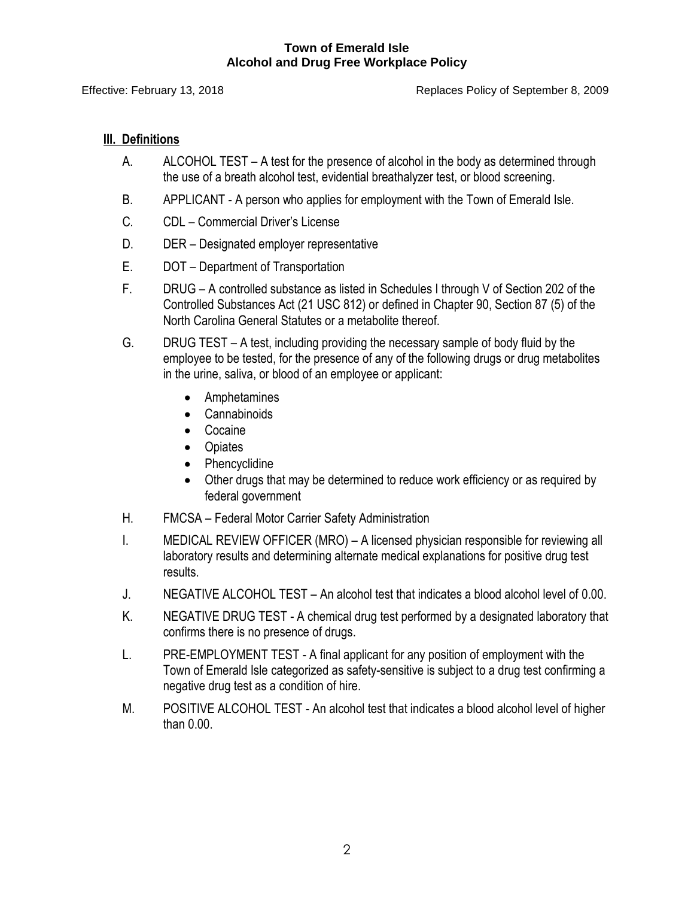## III. Definitions

A. ALCOHOL TEST – A test for the presence of alcohol in the body as determined through the use of a breath alcohol test, evidential breathalyzer test, or blood screening.

B. APPLICANT - A person who applies for employment with the Town of Emerald Isle.

C. CDL – Commercial Driver's License

D. DER – Designated employer representative

E. DOT – Department of Transportation

F. DRUG – A controlled substance as listed in Schedules I through V of Section 202 of the Controlled Substances Act (21 USC 812) or defined in Chapter 90, Section 87 (5) of the North Carolina General Statutes or a metabolite thereof.

G. DRUG TEST – A test, including providing the necessary sample of body fluid by the employee to be tested, for the presence of any of the following drugs or drug metabolites in the urine, saliva, or blood of an employee or applicant:

- Amphetamines
- Cannabinoids
- Cocaine
- Opiates
- Phencyclidine
- Other drugs that may be determined to reduce work efficiency or as required by federal government

H. FMCSA – Federal Motor Carrier Safety Administration

I. MEDICAL REVIEW OFFICER (MRO) – A licensed physician responsible for reviewing all laboratory results and determining alternate medical explanations for positive drug test results.

J. NEGATIVE ALCOHOL TEST – An alcohol test that indicates a blood alcohol level of 0.00.

K. NEGATIVE DRUG TEST - A chemical drug test performed by a designated laboratory that confirms there is no presence of drugs.

L. PRE-EMPLOYMENT TEST - A final applicant for any position of employment with the Town of Emerald Isle categorized as safety-sensitive is subject to a drug test confirming a negative drug test as a condition of hire.

M. POSITIVE ALCOHOL TEST - An alcohol test that indicates a blood alcohol level of higher than 0.00.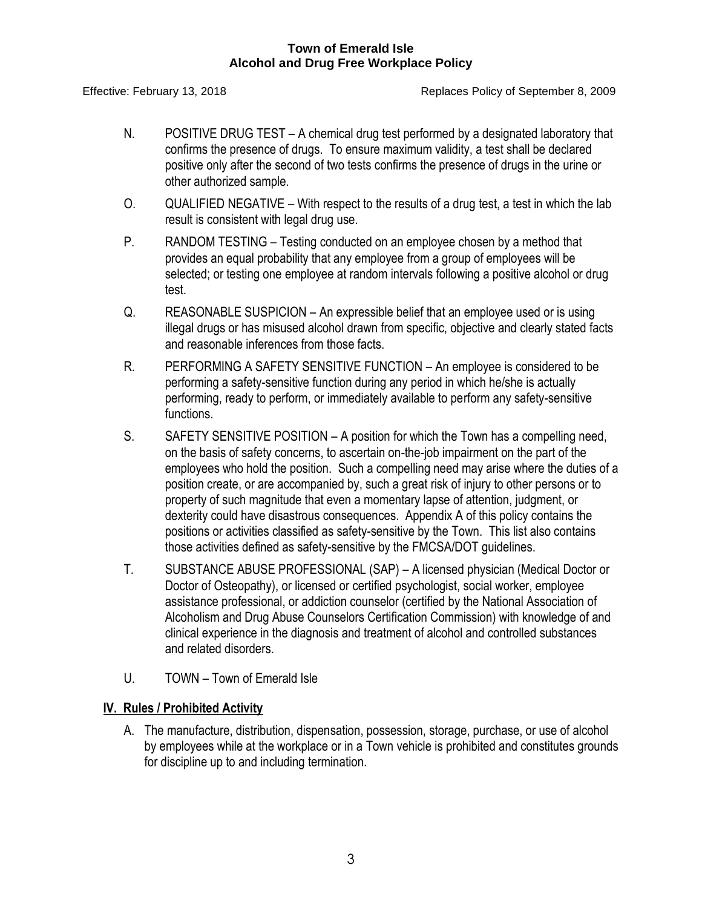N. POSITIVE DRUG TEST – A chemical drug test performed by a designated laboratory that confirms the presence of drugs. To ensure maximum validity, a test shall be declared positive only after the second of two tests confirms the presence of drugs in the urine or other authorized sample.

O. QUALIFIED NEGATIVE – With respect to the results of a drug test, a test in which the lab result is consistent with legal drug use.

P. RANDOM TESTING – Testing conducted on an employee chosen by a method that provides an equal probability that any employee from a group of employees will be selected; or testing one employee at random intervals following a positive alcohol or drug test.

Q. REASONABLE SUSPICION – An expressible belief that an employee used or is using illegal drugs or has misused alcohol drawn from specific, objective and clearly stated facts and reasonable inferences from those facts.

R. PERFORMING A SAFETY SENSITIVE FUNCTION – An employee is considered to be performing a safety-sensitive function during any period in which he/she is actually performing, ready to perform, or immediately available to perform any safety-sensitive functions.

S. SAFETY SENSITIVE POSITION – A position for which the Town has a compelling need, on the basis of safety concerns, to ascertain on-the-job impairment on the part of the employees who hold the position. Such a compelling need may arise where the duties of a position create, or are accompanied by, such a great risk of injury to other persons or to property of such magnitude that even a momentary lapse of attention, judgment, or dexterity could have disastrous consequences. Appendix A of this policy contains the positions or activities classified as safety-sensitive by the Town. This list also contains those activities defined as safety-sensitive by the FMCSA/DOT guidelines.

T. SUBSTANCE ABUSE PROFESSIONAL (SAP) – A licensed physician (Medical Doctor or Doctor of Osteopathy), or licensed or certified psychologist, social worker, employee assistance professional, or addiction counselor (certified by the National Association of Alcoholism and Drug Abuse Counselors Certification Commission) with knowledge of and clinical experience in the diagnosis and treatment of alcohol and controlled substances and related disorders.

U. TOWN – Town of Emerald Isle

## IV. Rules / Prohibited Activity

A. The manufacture, distribution, dispensation, possession, storage, purchase, or use of alcohol by employees while at the workplace or in a Town vehicle is prohibited and constitutes grounds for discipline up to and including termination.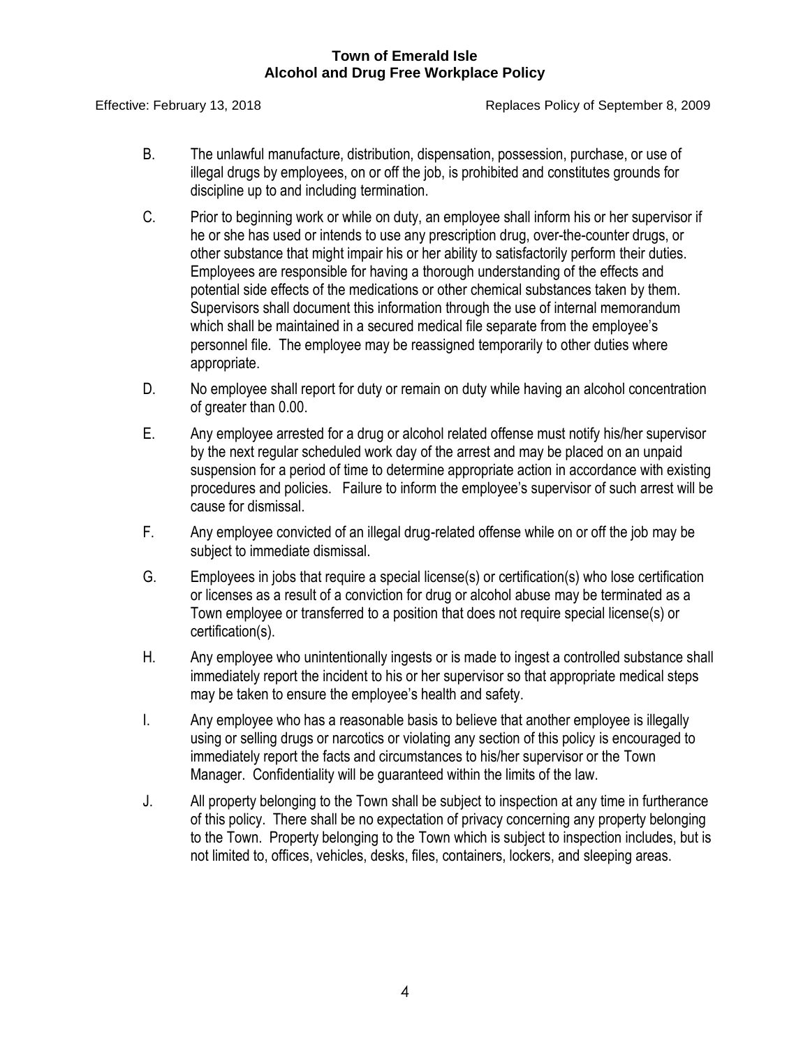B. The unlawful manufacture, distribution, dispensation, possession, purchase, or use of illegal drugs by employees, on or off the job, is prohibited and constitutes grounds for discipline up to and including termination.

C. Prior to beginning work or while on duty, an employee shall inform his or her supervisor if he or she has used or intends to use any prescription drug, over-the-counter drugs, or other substance that might impair his or her ability to satisfactorily perform their duties. Employees are responsible for having a thorough understanding of the effects and potential side effects of the medications or other chemical substances taken by them. Supervisors shall document this information through the use of internal memorandum which shall be maintained in a secured medical file separate from the employee's personnel file. The employee may be reassigned temporarily to other duties where appropriate.

D. No employee shall report for duty or remain on duty while having an alcohol concentration of greater than 0.00.

E. Any employee arrested for a drug or alcohol related offense must notify his/her supervisor by the next regular scheduled work day of the arrest and may be placed on an unpaid suspension for a period of time to determine appropriate action in accordance with existing procedures and policies. Failure to inform the employee's supervisor of such arrest will be cause for dismissal.

F. Any employee convicted of an illegal drug-related offense while on or off the job may be subject to immediate dismissal.

G. Employees in jobs that require a special license(s) or certification(s) who lose certification or licenses as a result of a conviction for drug or alcohol abuse may be terminated as a Town employee or transferred to a position that does not require special license(s) or certification(s).

H. Any employee who unintentionally ingests or is made to ingest a controlled substance shall immediately report the incident to his or her supervisor so that appropriate medical steps may be taken to ensure the employee's health and safety.

I. Any employee who has a reasonable basis to believe that another employee is illegally using or selling drugs or narcotics or violating any section of this policy is encouraged to immediately report the facts and circumstances to his/her supervisor or the Town Manager. Confidentiality will be guaranteed within the limits of the law.

J. All property belonging to the Town shall be subject to inspection at any time in furtherance of this policy. There shall be no expectation of privacy concerning any property belonging to the Town. Property belonging to the Town which is subject to inspection includes, but is not limited to, offices, vehicles, desks, files, containers, lockers, and sleeping areas.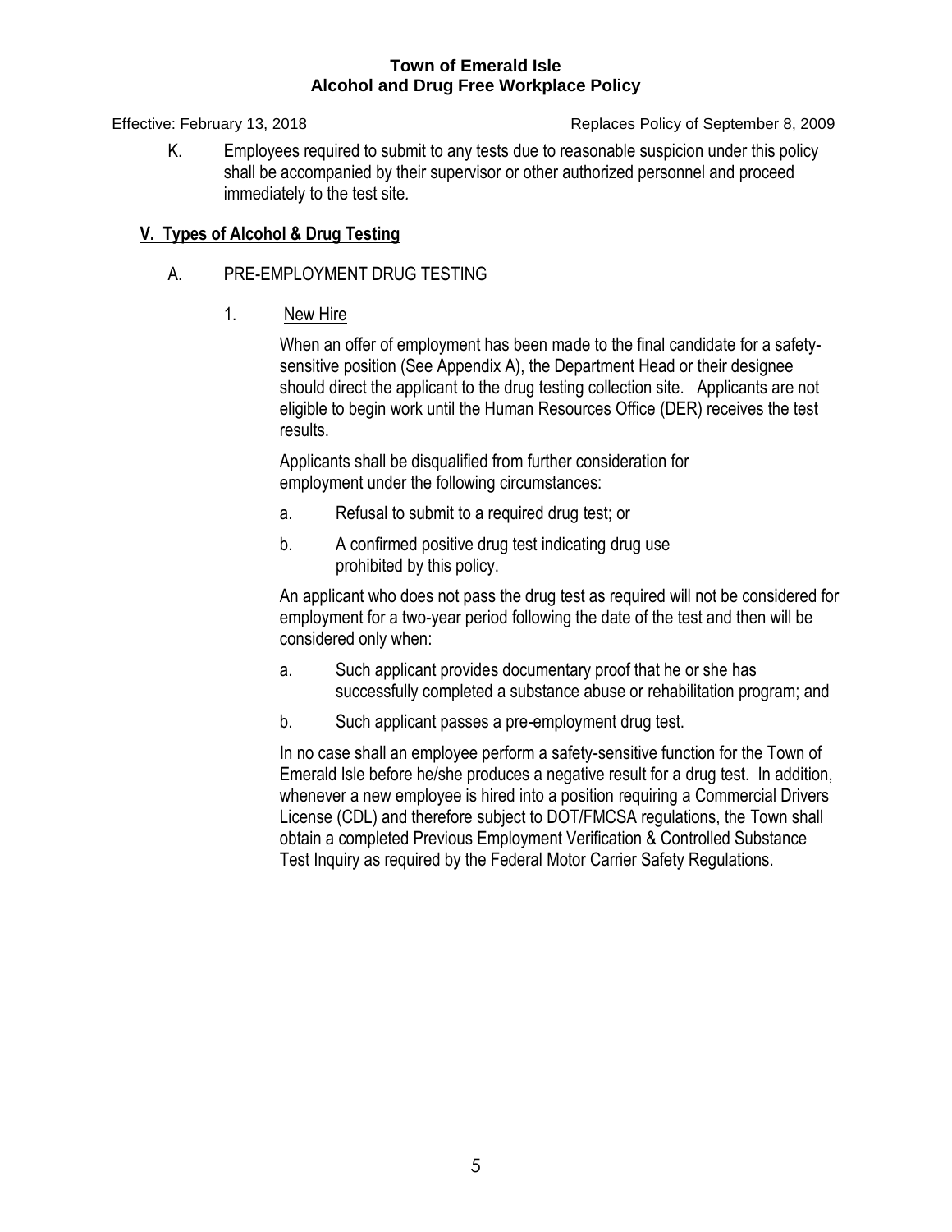K. Employees required to submit to any tests due to reasonable suspicion under this policy shall be accompanied by their supervisor or other authorized personnel and proceed immediately to the test site.

## V. Types of Alcohol & Drug Testing

### A. PRE-EMPLOYMENT DRUG TESTING

1. New Hire

When an offer of employment has been made to the final candidate for a safety-sensitive position (See Appendix A), the Department Head or their designee should direct the applicant to the drug testing collection site. Applicants are not eligible to begin work until the Human Resources Office (DER) receives the test results.

Applicants shall be disqualified from further consideration for employment under the following circumstances:

a. Refusal to submit to a required drug test; or

b. A confirmed positive drug test indicating drug use prohibited by this policy.

An applicant who does not pass the drug test as required will not be considered for employment for a two-year period following the date of the test and then will be considered only when:

a. Such applicant provides documentary proof that he or she has successfully completed a substance abuse or rehabilitation program; and

b. Such applicant passes a pre-employment drug test.

In no case shall an employee perform a safety-sensitive function for the Town of Emerald Isle before he/she produces a negative result for a drug test. In addition, whenever a new employee is hired into a position requiring a Commercial Drivers License (CDL) and therefore subject to DOT/FMCSA regulations, the Town shall obtain a completed Previous Employment Verification & Controlled Substance Test Inquiry as required by the Federal Motor Carrier Safety Regulations.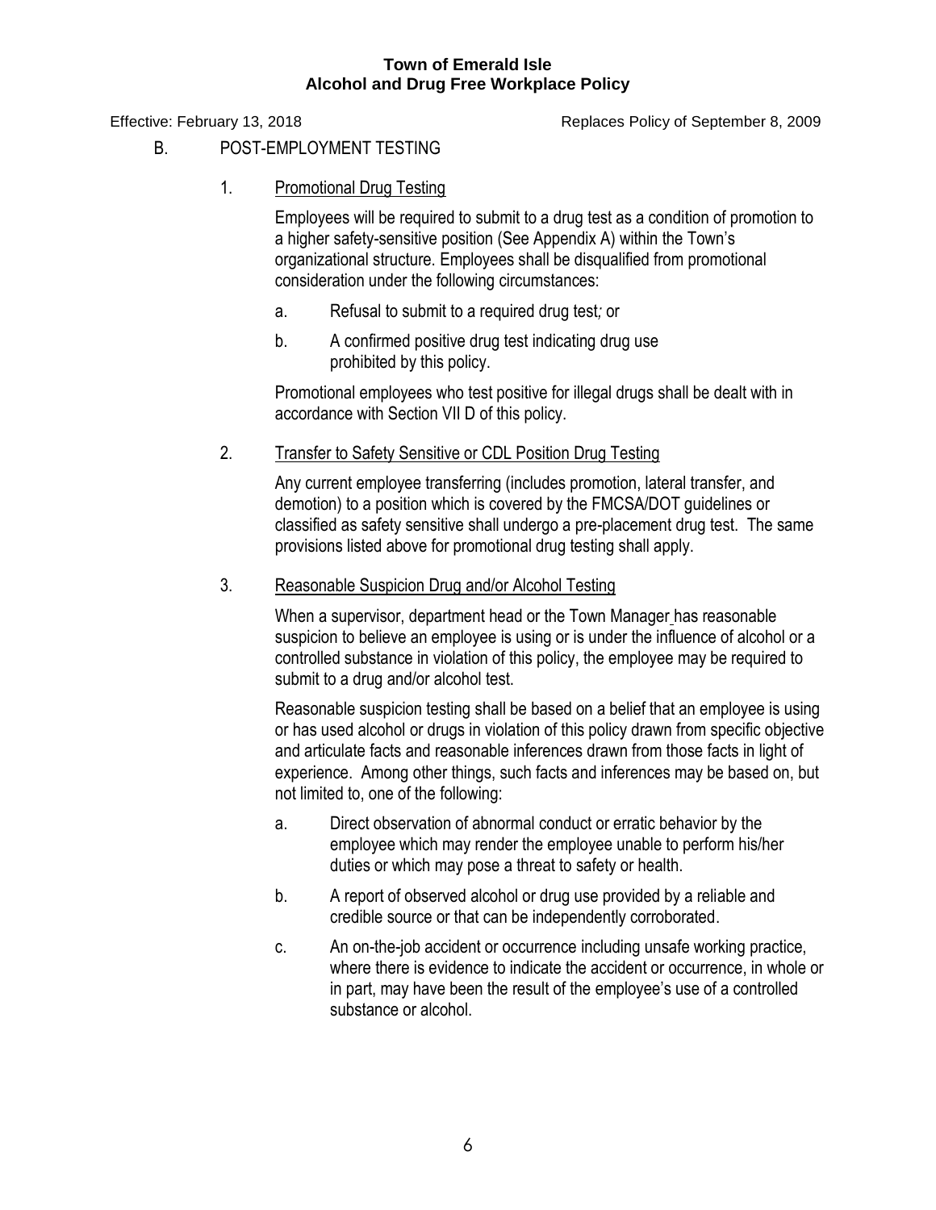## B. POST-EMPLOYMENT TESTING

### 1. Promotional Drug Testing

Employees will be required to submit to a drug test as a condition of promotion to a higher safety-sensitive position (See Appendix A) within the Town's organizational structure. Employees shall be disqualified from promotional consideration under the following circumstances:

a. Refusal to submit to a required drug test*;* or

b. A confirmed positive drug test indicating drug use prohibited by this policy.

Promotional employees who test positive for illegal drugs shall be dealt with in accordance with Section VII D of this policy.

### 2. Transfer to Safety Sensitive or CDL Position Drug Testing

Any current employee transferring (includes promotion, lateral transfer, and demotion) to a position which is covered by the FMCSA/DOT guidelines or classified as safety sensitive shall undergo a pre-placement drug test. The same provisions listed above for promotional drug testing shall apply.

### 3. Reasonable Suspicion Drug and/or Alcohol Testing

When a supervisor, department head or the Town Manager has reasonable suspicion to believe an employee is using or is under the influence of alcohol or a controlled substance in violation of this policy, the employee may be required to submit to a drug and/or alcohol test.

Reasonable suspicion testing shall be based on a belief that an employee is using or has used alcohol or drugs in violation of this policy drawn from specific objective and articulate facts and reasonable inferences drawn from those facts in light of experience. Among other things, such facts and inferences may be based on, but not limited to, one of the following:

a. Direct observation of abnormal conduct or erratic behavior by the employee which may render the employee unable to perform his/her duties or which may pose a threat to safety or health.

b. A report of observed alcohol or drug use provided by a reliable and credible source or that can be independently corroborated.

c. An on-the-job accident or occurrence including unsafe working practice, where there is evidence to indicate the accident or occurrence, in whole or in part, may have been the result of the employee's use of a controlled substance or alcohol.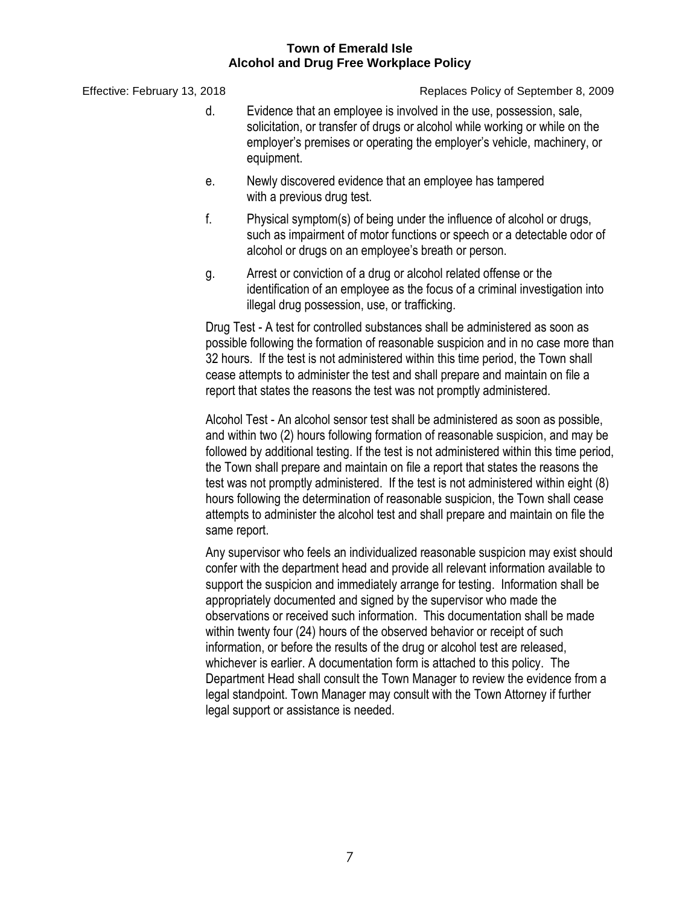d. Evidence that an employee is involved in the use, possession, sale, solicitation, or transfer of drugs or alcohol while working or while on the employer's premises or operating the employer's vehicle, machinery, or equipment.

e. Newly discovered evidence that an employee has tampered with a previous drug test.

f. Physical symptom(s) of being under the influence of alcohol or drugs, such as impairment of motor functions or speech or a detectable odor of alcohol or drugs on an employee's breath or person.

g. Arrest or conviction of a drug or alcohol related offense or the identification of an employee as the focus of a criminal investigation into illegal drug possession, use, or trafficking.

Drug Test - A test for controlled substances shall be administered as soon as possible following the formation of reasonable suspicion and in no case more than 32 hours. If the test is not administered within this time period, the Town shall cease attempts to administer the test and shall prepare and maintain on file a report that states the reasons the test was not promptly administered.

Alcohol Test - An alcohol sensor test shall be administered as soon as possible, and within two (2) hours following formation of reasonable suspicion, and may be followed by additional testing. If the test is not administered within this time period, the Town shall prepare and maintain on file a report that states the reasons the test was not promptly administered. If the test is not administered within eight (8) hours following the determination of reasonable suspicion, the Town shall cease attempts to administer the alcohol test and shall prepare and maintain on file the same report.

Any supervisor who feels an individualized reasonable suspicion may exist should confer with the department head and provide all relevant information available to support the suspicion and immediately arrange for testing. Information shall be appropriately documented and signed by the supervisor who made the observations or received such information. This documentation shall be made within twenty four (24) hours of the observed behavior or receipt of such information, or before the results of the drug or alcohol test are released, whichever is earlier. A documentation form is attached to this policy. The Department Head shall consult the Town Manager to review the evidence from a legal standpoint. Town Manager may consult with the Town Attorney if further legal support or assistance is needed.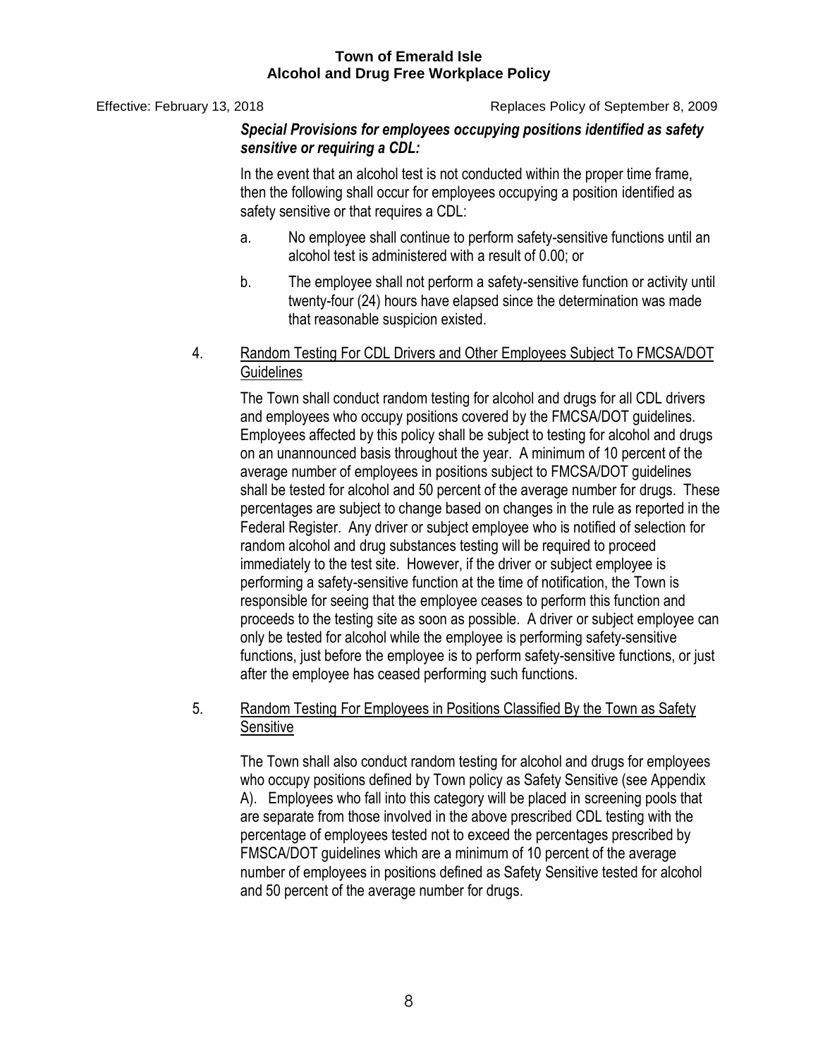***Special Provisions for employees occupying positions identified as safety sensitive or requiring a CDL:***

In the event that an alcohol test is not conducted within the proper time frame, then the following shall occur for employees occupying a position identified as safety sensitive or that requires a CDL:

a. No employee shall continue to perform safety-sensitive functions until an alcohol test is administered with a result of 0.00; or

b. The employee shall not perform a safety-sensitive function or activity until twenty-four (24) hours have elapsed since the determination was made that reasonable suspicion existed.

4. <u>Random Testing For CDL Drivers and Other Employees Subject To FMCSA/DOT Guidelines</u>

The Town shall conduct random testing for alcohol and drugs for all CDL drivers and employees who occupy positions covered by the FMCSA/DOT guidelines. Employees affected by this policy shall be subject to testing for alcohol and drugs on an unannounced basis throughout the year. A minimum of 10 percent of the average number of employees in positions subject to FMCSA/DOT guidelines shall be tested for alcohol and 50 percent of the average number for drugs. These percentages are subject to change based on changes in the rule as reported in the Federal Register. Any driver or subject employee who is notified of selection for random alcohol and drug substances testing will be required to proceed immediately to the test site. However, if the driver or subject employee is performing a safety-sensitive function at the time of notification, the Town is responsible for seeing that the employee ceases to perform this function and proceeds to the testing site as soon as possible. A driver or subject employee can only be tested for alcohol while the employee is performing safety-sensitive functions, just before the employee is to perform safety-sensitive functions, or just after the employee has ceased performing such functions.

5. <u>Random Testing For Employees in Positions Classified By the Town as Safety Sensitive</u>

The Town shall also conduct random testing for alcohol and drugs for employees who occupy positions defined by Town policy as Safety Sensitive (see Appendix A). Employees who fall into this category will be placed in screening pools that are separate from those involved in the above prescribed CDL testing with the percentage of employees tested not to exceed the percentages prescribed by FMSCA/DOT guidelines which are a minimum of 10 percent of the average number of employees in positions defined as Safety Sensitive tested for alcohol and 50 percent of the average number for drugs.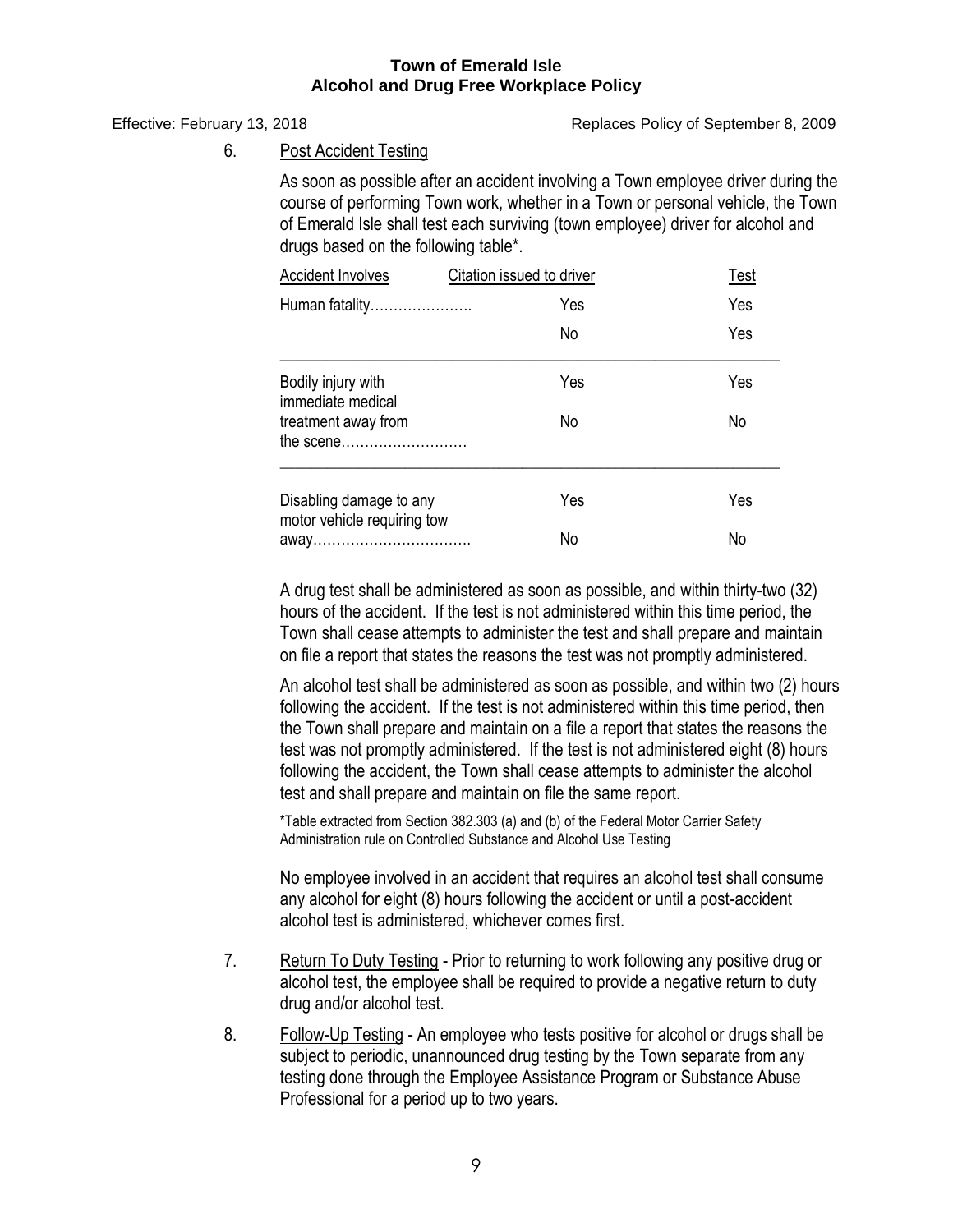6. Post Accident Testing

As soon as possible after an accident involving a Town employee driver during the course of performing Town work, whether in a Town or personal vehicle, the Town of Emerald Isle shall test each surviving (town employee) driver for alcohol and drugs based on the following table*.

| Accident Involves | Citation issued to driver | Test |
|---|---|---|
| Human fatality………………… | Yes | Yes |
| | No | Yes |
| Bodily injury with immediate medical treatment away from the scene……………………… | Yes | Yes |
| | No | No |
| Disabling damage to any motor vehicle requiring tow away……………………………. | Yes | Yes |
| | No | No |

A drug test shall be administered as soon as possible, and within thirty-two (32) hours of the accident. If the test is not administered within this time period, the Town shall cease attempts to administer the test and shall prepare and maintain on file a report that states the reasons the test was not promptly administered.

An alcohol test shall be administered as soon as possible, and within two (2) hours following the accident. If the test is not administered within this time period, then the Town shall prepare and maintain on a file a report that states the reasons the test was not promptly administered. If the test is not administered eight (8) hours following the accident, the Town shall cease attempts to administer the alcohol test and shall prepare and maintain on file the same report.

*Table extracted from Section 382.303 (a) and (b) of the Federal Motor Carrier Safety Administration rule on Controlled Substance and Alcohol Use Testing

No employee involved in an accident that requires an alcohol test shall consume any alcohol for eight (8) hours following the accident or until a post-accident alcohol test is administered, whichever comes first.

7. Return To Duty Testing - Prior to returning to work following any positive drug or alcohol test, the employee shall be required to provide a negative return to duty drug and/or alcohol test.

8. Follow-Up Testing - An employee who tests positive for alcohol or drugs shall be subject to periodic, unannounced drug testing by the Town separate from any testing done through the Employee Assistance Program or Substance Abuse Professional for a period up to two years.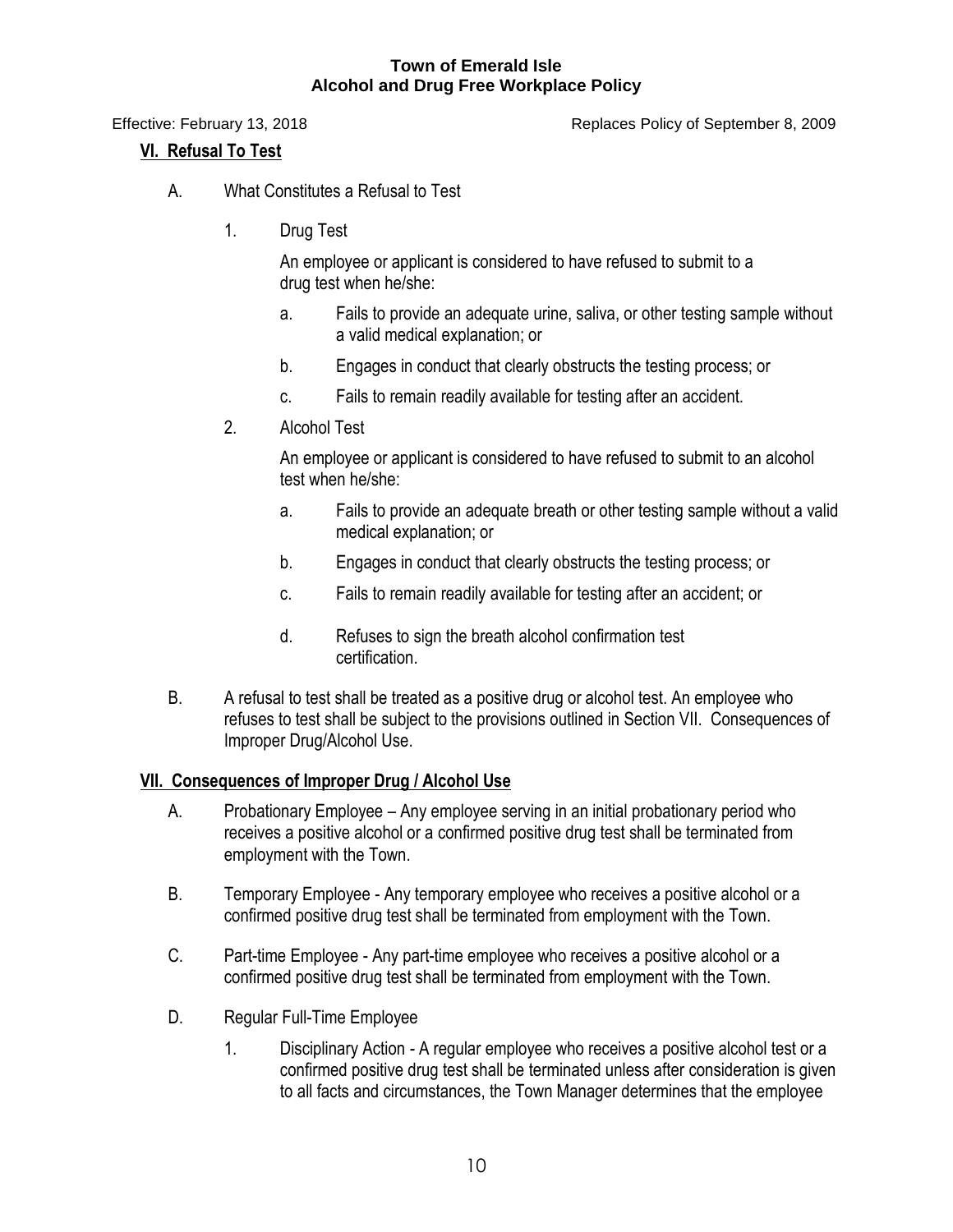## VI. Refusal To Test

A. What Constitutes a Refusal to Test

1. Drug Test

   An employee or applicant is considered to have refused to submit to a drug test when he/she:

   a. Fails to provide an adequate urine, saliva, or other testing sample without a valid medical explanation; or

   b. Engages in conduct that clearly obstructs the testing process; or

   c. Fails to remain readily available for testing after an accident.

2. Alcohol Test

   An employee or applicant is considered to have refused to submit to an alcohol test when he/she:

   a. Fails to provide an adequate breath or other testing sample without a valid medical explanation; or

   b. Engages in conduct that clearly obstructs the testing process; or

   c. Fails to remain readily available for testing after an accident; or

   d. Refuses to sign the breath alcohol confirmation test certification.

B. A refusal to test shall be treated as a positive drug or alcohol test. An employee who refuses to test shall be subject to the provisions outlined in Section VII. Consequences of Improper Drug/Alcohol Use.

## VII. Consequences of Improper Drug / Alcohol Use

A. Probationary Employee – Any employee serving in an initial probationary period who receives a positive alcohol or a confirmed positive drug test shall be terminated from employment with the Town.

B. Temporary Employee - Any temporary employee who receives a positive alcohol or a confirmed positive drug test shall be terminated from employment with the Town.

C. Part-time Employee - Any part-time employee who receives a positive alcohol or a confirmed positive drug test shall be terminated from employment with the Town.

D. Regular Full-Time Employee

1. Disciplinary Action - A regular employee who receives a positive alcohol test or a confirmed positive drug test shall be terminated unless after consideration is given to all facts and circumstances, the Town Manager determines that the employee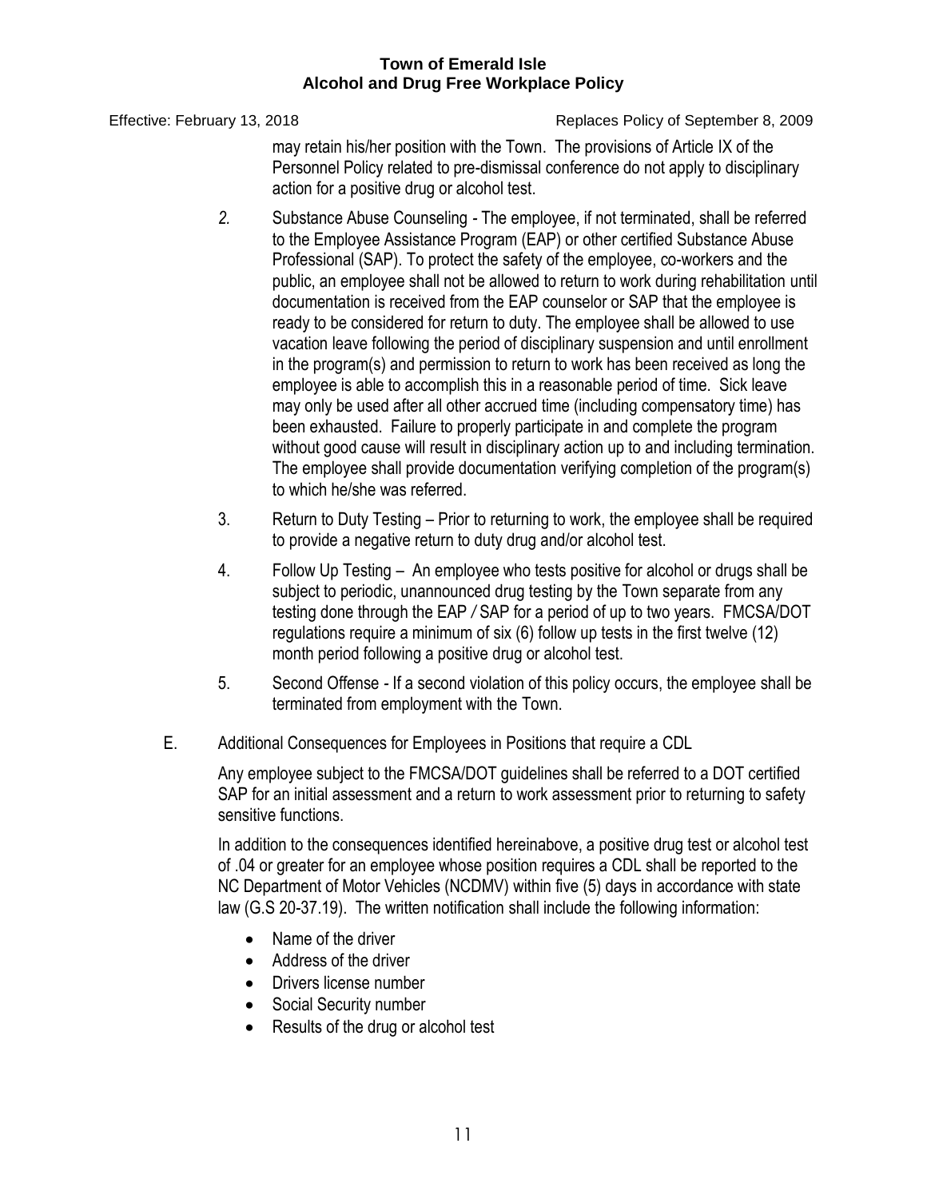may retain his/her position with the Town. The provisions of Article IX of the Personnel Policy related to pre-dismissal conference do not apply to disciplinary action for a positive drug or alcohol test.

2. Substance Abuse Counseling - The employee, if not terminated, shall be referred to the Employee Assistance Program (EAP) or other certified Substance Abuse Professional (SAP). To protect the safety of the employee, co-workers and the public, an employee shall not be allowed to return to work during rehabilitation until documentation is received from the EAP counselor or SAP that the employee is ready to be considered for return to duty. The employee shall be allowed to use vacation leave following the period of disciplinary suspension and until enrollment in the program(s) and permission to return to work has been received as long the employee is able to accomplish this in a reasonable period of time. Sick leave may only be used after all other accrued time (including compensatory time) has been exhausted. Failure to properly participate in and complete the program without good cause will result in disciplinary action up to and including termination. The employee shall provide documentation verifying completion of the program(s) to which he/she was referred.

3. Return to Duty Testing – Prior to returning to work, the employee shall be required to provide a negative return to duty drug and/or alcohol test.

4. Follow Up Testing – An employee who tests positive for alcohol or drugs shall be subject to periodic, unannounced drug testing by the Town separate from any testing done through the EAP / SAP for a period of up to two years. FMCSA/DOT regulations require a minimum of six (6) follow up tests in the first twelve (12) month period following a positive drug or alcohol test.

5. Second Offense - If a second violation of this policy occurs, the employee shall be terminated from employment with the Town.

E. Additional Consequences for Employees in Positions that require a CDL

Any employee subject to the FMCSA/DOT guidelines shall be referred to a DOT certified SAP for an initial assessment and a return to work assessment prior to returning to safety sensitive functions.

In addition to the consequences identified hereinabove, a positive drug test or alcohol test of .04 or greater for an employee whose position requires a CDL shall be reported to the NC Department of Motor Vehicles (NCDMV) within five (5) days in accordance with state law (G.S 20-37.19). The written notification shall include the following information:

- Name of the driver
- Address of the driver
- Drivers license number
- Social Security number
- Results of the drug or alcohol test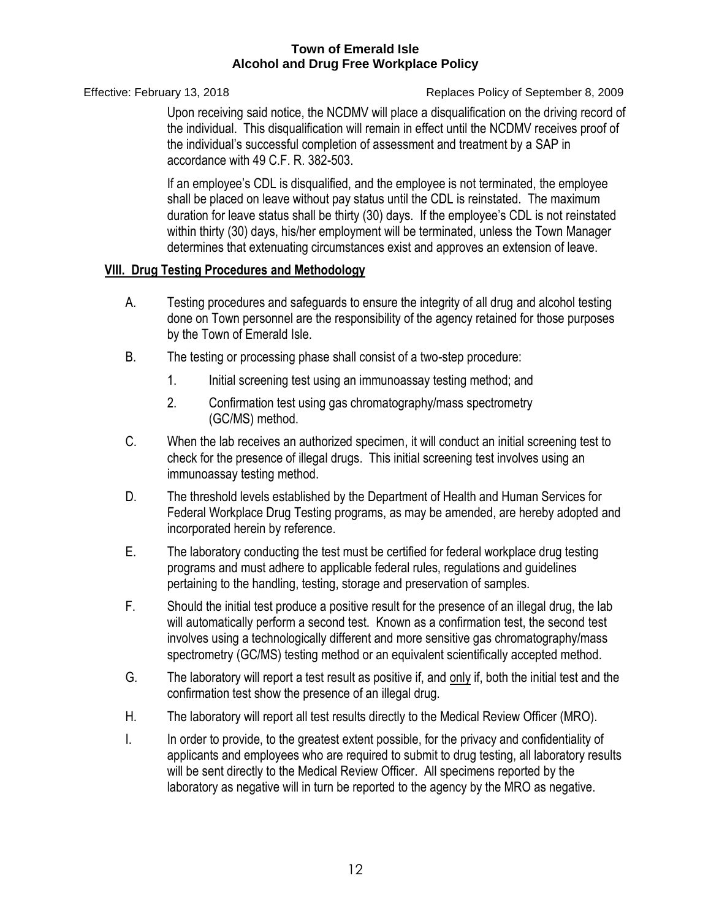Upon receiving said notice, the NCDMV will place a disqualification on the driving record of the individual. This disqualification will remain in effect until the NCDMV receives proof of the individual's successful completion of assessment and treatment by a SAP in accordance with 49 C.F. R. 382-503.

If an employee's CDL is disqualified, and the employee is not terminated, the employee shall be placed on leave without pay status until the CDL is reinstated. The maximum duration for leave status shall be thirty (30) days. If the employee's CDL is not reinstated within thirty (30) days, his/her employment will be terminated, unless the Town Manager determines that extenuating circumstances exist and approves an extension of leave.

## VIII. Drug Testing Procedures and Methodology

A. Testing procedures and safeguards to ensure the integrity of all drug and alcohol testing done on Town personnel are the responsibility of the agency retained for those purposes by the Town of Emerald Isle.

B. The testing or processing phase shall consist of a two-step procedure:

   1. Initial screening test using an immunoassay testing method; and

   2. Confirmation test using gas chromatography/mass spectrometry (GC/MS) method.

C. When the lab receives an authorized specimen, it will conduct an initial screening test to check for the presence of illegal drugs. This initial screening test involves using an immunoassay testing method.

D. The threshold levels established by the Department of Health and Human Services for Federal Workplace Drug Testing programs, as may be amended, are hereby adopted and incorporated herein by reference.

E. The laboratory conducting the test must be certified for federal workplace drug testing programs and must adhere to applicable federal rules, regulations and guidelines pertaining to the handling, testing, storage and preservation of samples.

F. Should the initial test produce a positive result for the presence of an illegal drug, the lab will automatically perform a second test. Known as a confirmation test, the second test involves using a technologically different and more sensitive gas chromatography/mass spectrometry (GC/MS) testing method or an equivalent scientifically accepted method.

G. The laboratory will report a test result as positive if, and only if, both the initial test and the confirmation test show the presence of an illegal drug.

H. The laboratory will report all test results directly to the Medical Review Officer (MRO).

I. In order to provide, to the greatest extent possible, for the privacy and confidentiality of applicants and employees who are required to submit to drug testing, all laboratory results will be sent directly to the Medical Review Officer. All specimens reported by the laboratory as negative will in turn be reported to the agency by the MRO as negative.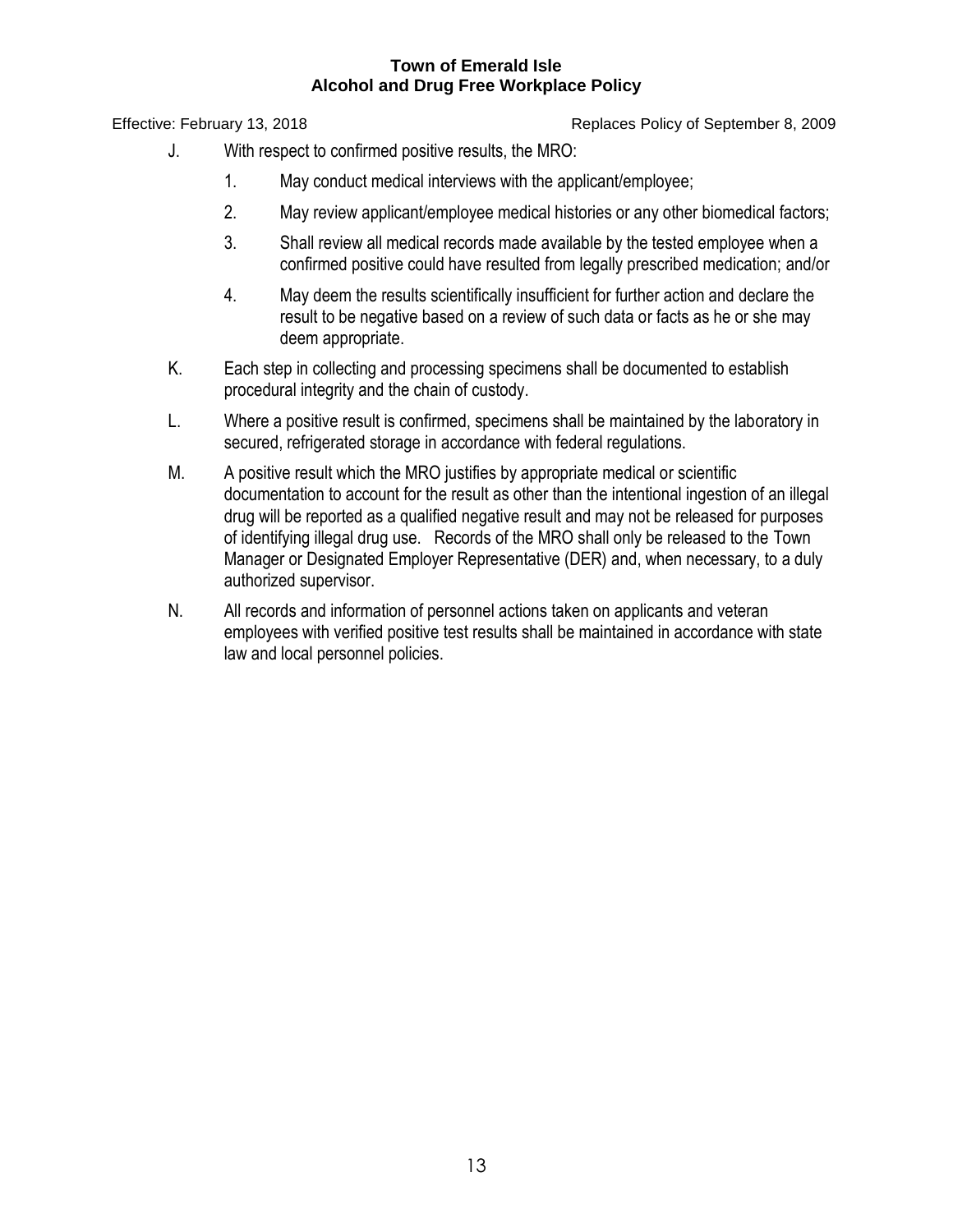J. With respect to confirmed positive results, the MRO:

1. May conduct medical interviews with the applicant/employee;

2. May review applicant/employee medical histories or any other biomedical factors;

3. Shall review all medical records made available by the tested employee when a confirmed positive could have resulted from legally prescribed medication; and/or

4. May deem the results scientifically insufficient for further action and declare the result to be negative based on a review of such data or facts as he or she may deem appropriate.

K. Each step in collecting and processing specimens shall be documented to establish procedural integrity and the chain of custody.

L. Where a positive result is confirmed, specimens shall be maintained by the laboratory in secured, refrigerated storage in accordance with federal regulations.

M. A positive result which the MRO justifies by appropriate medical or scientific documentation to account for the result as other than the intentional ingestion of an illegal drug will be reported as a qualified negative result and may not be released for purposes of identifying illegal drug use. Records of the MRO shall only be released to the Town Manager or Designated Employer Representative (DER) and, when necessary, to a duly authorized supervisor.

N. All records and information of personnel actions taken on applicants and veteran employees with verified positive test results shall be maintained in accordance with state law and local personnel policies.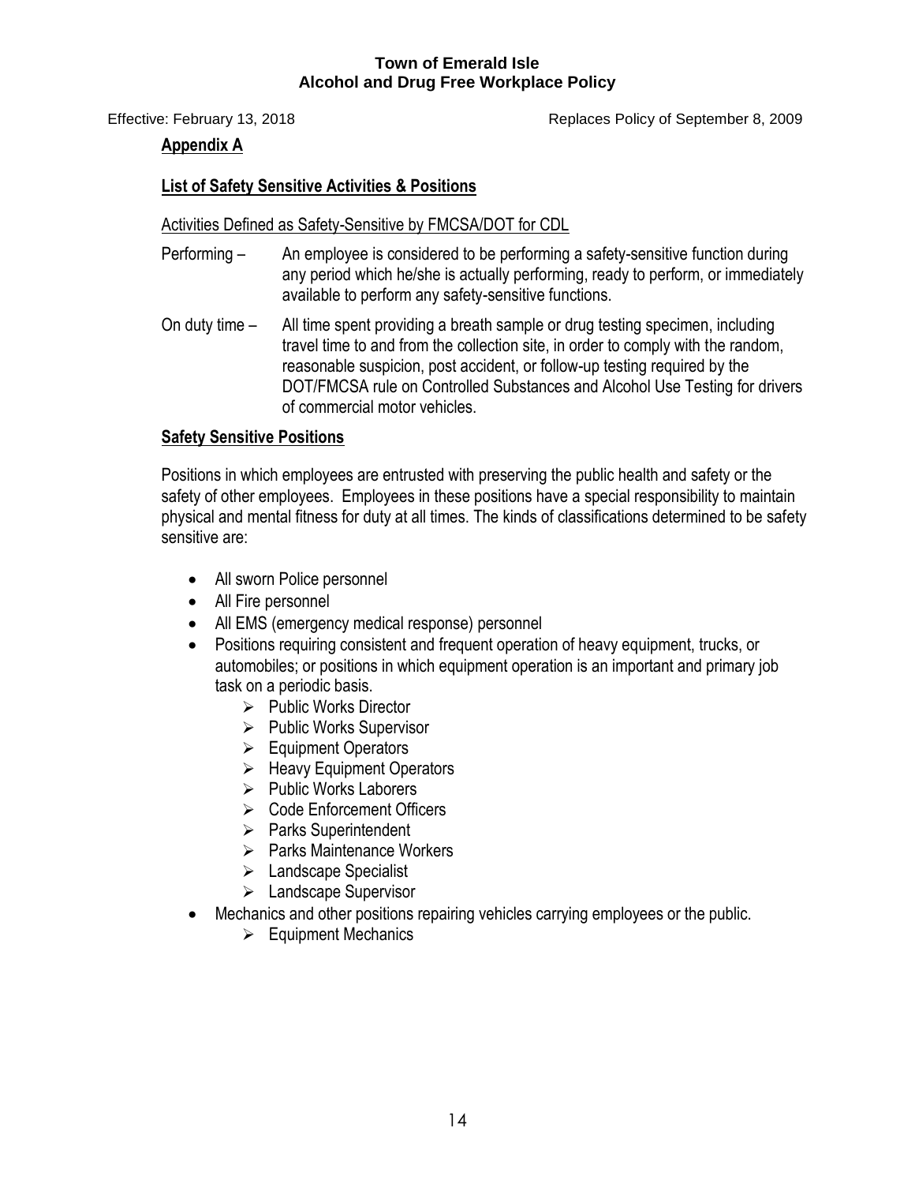## Appendix A

### List of Safety Sensitive Activities & Positions

Activities Defined as Safety-Sensitive by FMCSA/DOT for CDL

Performing – An employee is considered to be performing a safety-sensitive function during any period which he/she is actually performing, ready to perform, or immediately available to perform any safety-sensitive functions.

On duty time – All time spent providing a breath sample or drug testing specimen, including travel time to and from the collection site, in order to comply with the random, reasonable suspicion, post accident, or follow-up testing required by the DOT/FMCSA rule on Controlled Substances and Alcohol Use Testing for drivers of commercial motor vehicles.

### Safety Sensitive Positions

Positions in which employees are entrusted with preserving the public health and safety or the safety of other employees. Employees in these positions have a special responsibility to maintain physical and mental fitness for duty at all times. The kinds of classifications determined to be safety sensitive are:

- All sworn Police personnel
- All Fire personnel
- All EMS (emergency medical response) personnel
- Positions requiring consistent and frequent operation of heavy equipment, trucks, or automobiles; or positions in which equipment operation is an important and primary job task on a periodic basis.
  - Public Works Director
  - Public Works Supervisor
  - Equipment Operators
  - Heavy Equipment Operators
  - Public Works Laborers
  - Code Enforcement Officers
  - Parks Superintendent
  - Parks Maintenance Workers
  - Landscape Specialist
  - Landscape Supervisor
- Mechanics and other positions repairing vehicles carrying employees or the public.
  - Equipment Mechanics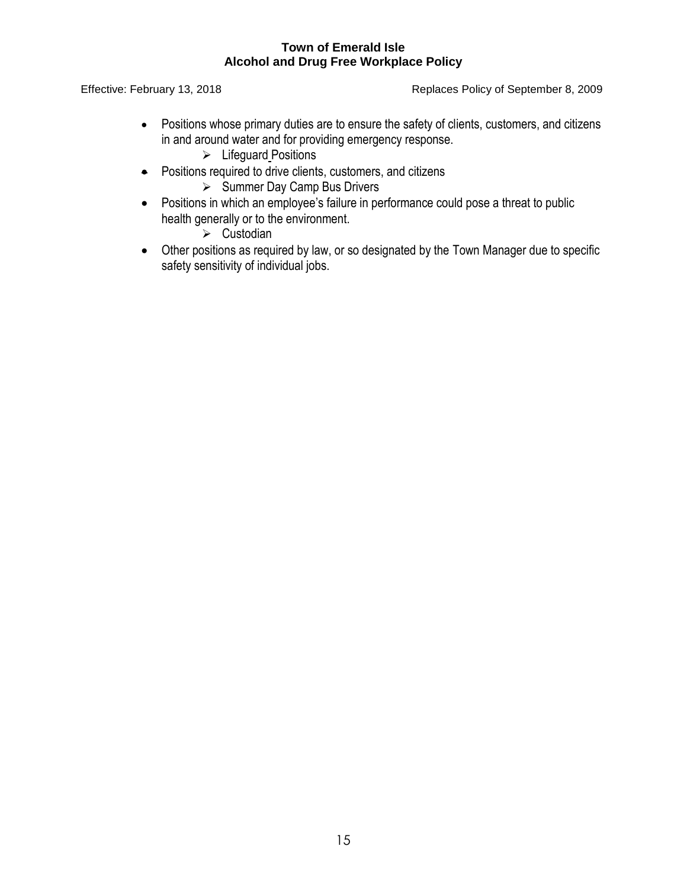- Positions whose primary duties are to ensure the safety of clients, customers, and citizens in and around water and for providing emergency response.
  - Lifeguard Positions
- Positions required to drive clients, customers, and citizens
  - Summer Day Camp Bus Drivers
- Positions in which an employee's failure in performance could pose a threat to public health generally or to the environment.
  - Custodian
- Other positions as required by law, or so designated by the Town Manager due to specific safety sensitivity of individual jobs.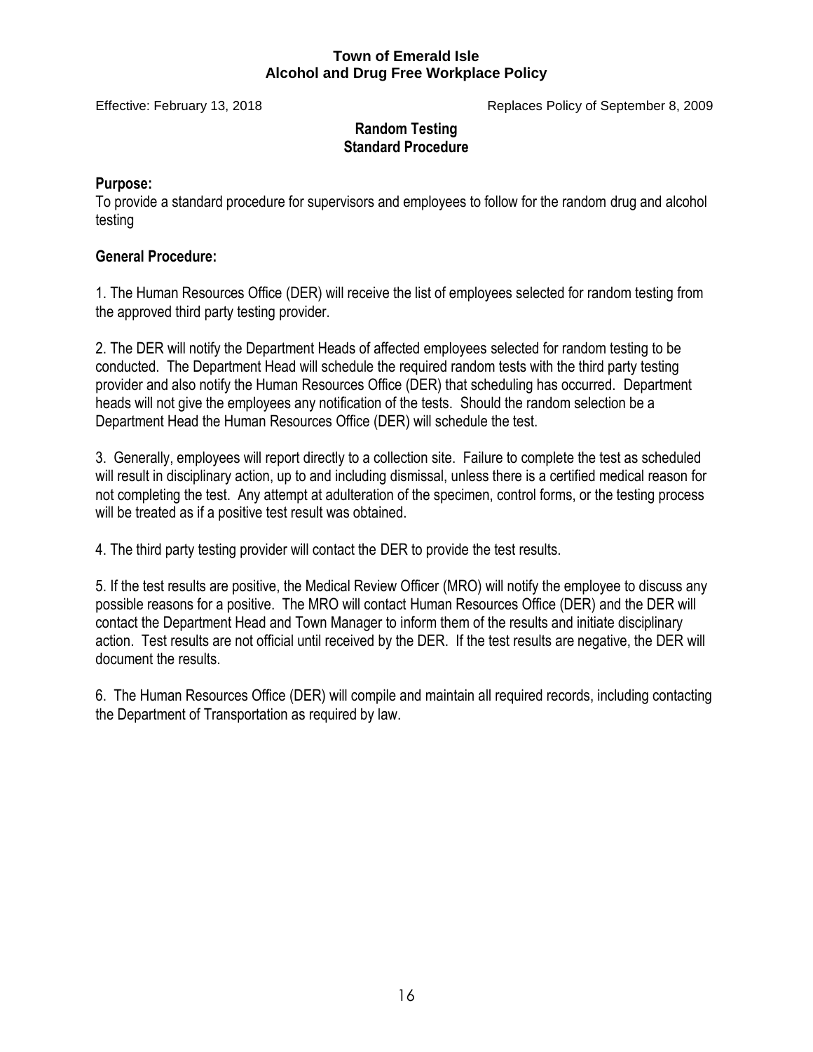**Town of Emerald Isle**
**Alcohol and Drug Free Workplace Policy**

Effective: February 13, 2018 Replaces Policy of September 8, 2009

## Random Testing
## Standard Procedure

**Purpose:**
To provide a standard procedure for supervisors and employees to follow for the random drug and alcohol testing

**General Procedure:**

1. The Human Resources Office (DER) will receive the list of employees selected for random testing from the approved third party testing provider.

2. The DER will notify the Department Heads of affected employees selected for random testing to be conducted. The Department Head will schedule the required random tests with the third party testing provider and also notify the Human Resources Office (DER) that scheduling has occurred. Department heads will not give the employees any notification of the tests. Should the random selection be a Department Head the Human Resources Office (DER) will schedule the test.

3. Generally, employees will report directly to a collection site. Failure to complete the test as scheduled will result in disciplinary action, up to and including dismissal, unless there is a certified medical reason for not completing the test. Any attempt at adulteration of the specimen, control forms, or the testing process will be treated as if a positive test result was obtained.

4. The third party testing provider will contact the DER to provide the test results.

5. If the test results are positive, the Medical Review Officer (MRO) will notify the employee to discuss any possible reasons for a positive. The MRO will contact Human Resources Office (DER) and the DER will contact the Department Head and Town Manager to inform them of the results and initiate disciplinary action. Test results are not official until received by the DER. If the test results are negative, the DER will document the results.

6. The Human Resources Office (DER) will compile and maintain all required records, including contacting the Department of Transportation as required by law.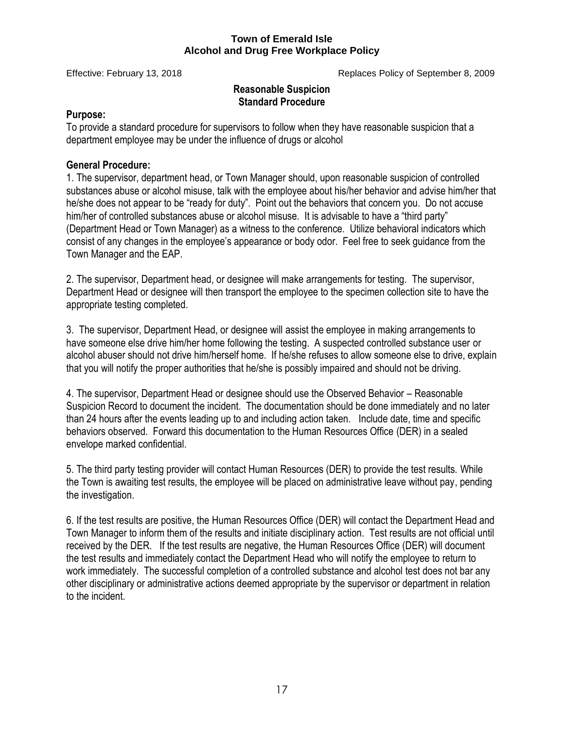**Town of Emerald Isle**
**Alcohol and Drug Free Workplace Policy**

Effective: February 13, 2018 Replaces Policy of September 8, 2009

## Reasonable Suspicion
## Standard Procedure

**Purpose:**

To provide a standard procedure for supervisors to follow when they have reasonable suspicion that a department employee may be under the influence of drugs or alcohol

**General Procedure:**

1. The supervisor, department head, or Town Manager should, upon reasonable suspicion of controlled substances abuse or alcohol misuse, talk with the employee about his/her behavior and advise him/her that he/she does not appear to be "ready for duty". Point out the behaviors that concern you. Do not accuse him/her of controlled substances abuse or alcohol misuse. It is advisable to have a "third party" (Department Head or Town Manager) as a witness to the conference. Utilize behavioral indicators which consist of any changes in the employee's appearance or body odor. Feel free to seek guidance from the Town Manager and the EAP.

2. The supervisor, Department head, or designee will make arrangements for testing. The supervisor, Department Head or designee will then transport the employee to the specimen collection site to have the appropriate testing completed.

3. The supervisor, Department Head, or designee will assist the employee in making arrangements to have someone else drive him/her home following the testing. A suspected controlled substance user or alcohol abuser should not drive him/herself home. If he/she refuses to allow someone else to drive, explain that you will notify the proper authorities that he/she is possibly impaired and should not be driving.

4. The supervisor, Department Head or designee should use the Observed Behavior – Reasonable Suspicion Record to document the incident. The documentation should be done immediately and no later than 24 hours after the events leading up to and including action taken. Include date, time and specific behaviors observed. Forward this documentation to the Human Resources Office (DER) in a sealed envelope marked confidential.

5. The third party testing provider will contact Human Resources (DER) to provide the test results. While the Town is awaiting test results, the employee will be placed on administrative leave without pay, pending the investigation.

6. If the test results are positive, the Human Resources Office (DER) will contact the Department Head and Town Manager to inform them of the results and initiate disciplinary action. Test results are not official until received by the DER. If the test results are negative, the Human Resources Office (DER) will document the test results and immediately contact the Department Head who will notify the employee to return to work immediately. The successful completion of a controlled substance and alcohol test does not bar any other disciplinary or administrative actions deemed appropriate by the supervisor or department in relation to the incident.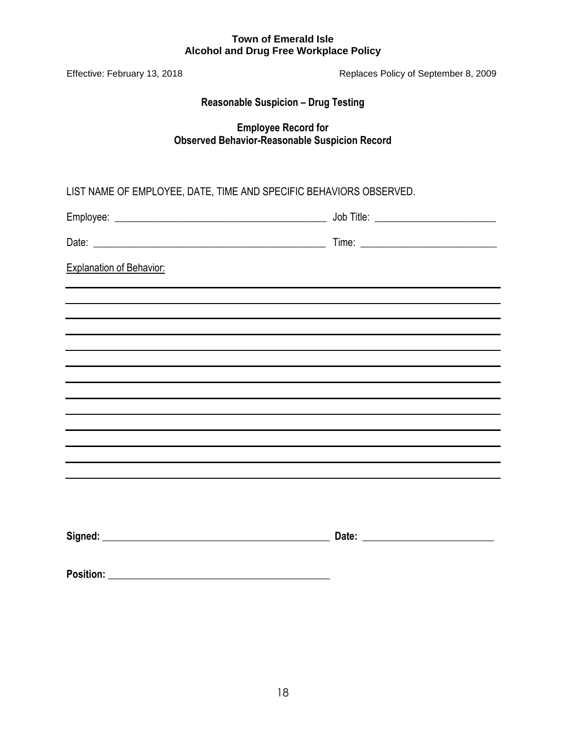**Town of Emerald Isle**
**Alcohol and Drug Free Workplace Policy**

Effective: February 13, 2018 Replaces Policy of September 8, 2009

## Reasonable Suspicion – Drug Testing

### Employee Record for
### Observed Behavior-Reasonable Suspicion Record

LIST NAME OF EMPLOYEE, DATE, TIME AND SPECIFIC BEHAVIORS OBSERVED.

Employee: ________________________________________ Job Title: ______________________

Date: ___________________________________________ Time: _________________________

Explanation of Behavior:

______________________________________________________________________________

______________________________________________________________________________

______________________________________________________________________________

______________________________________________________________________________

______________________________________________________________________________

______________________________________________________________________________

______________________________________________________________________________

______________________________________________________________________________

______________________________________________________________________________

______________________________________________________________________________

______________________________________________________________________________

______________________________________________________________________________

**Signed:** _________________________________________ **Date:** ________________________

**Position:** _______________________________________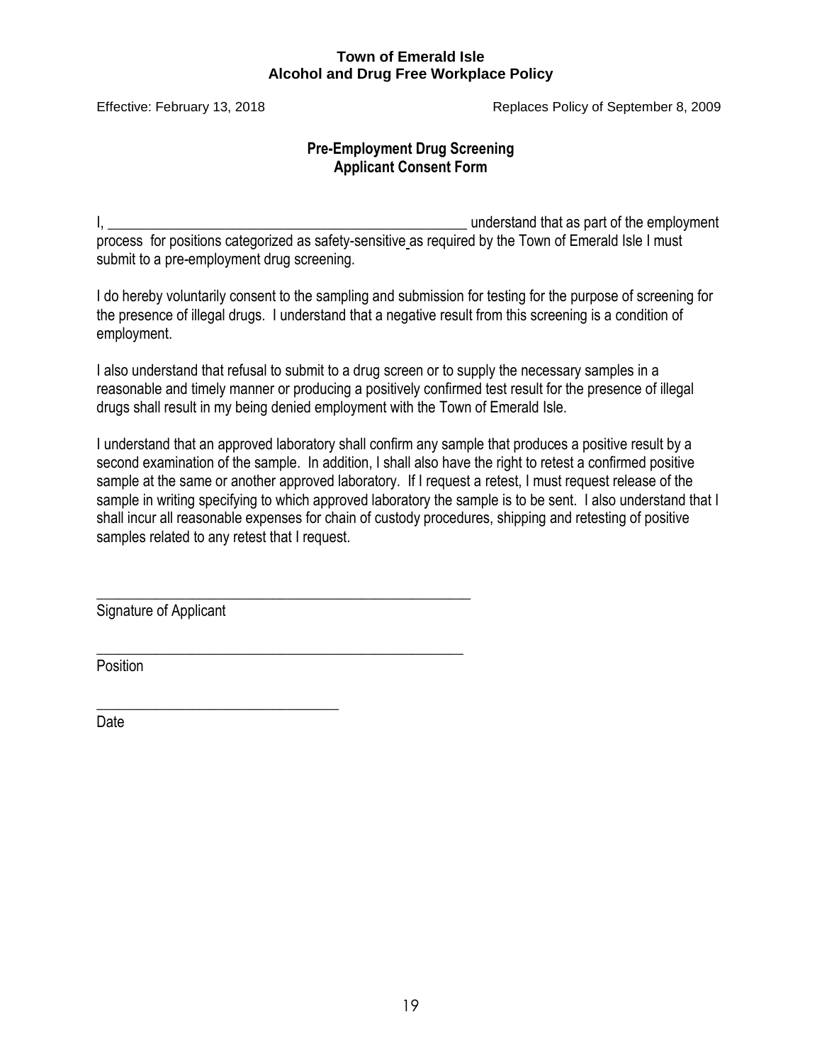**Town of Emerald Isle**
**Alcohol and Drug Free Workplace Policy**

Effective: February 13, 2018 Replaces Policy of September 8, 2009

## Pre-Employment Drug Screening
## Applicant Consent Form

I, _________________________________________________ understand that as part of the employment process for positions categorized as safety-sensitive as required by the Town of Emerald Isle I must submit to a pre-employment drug screening.

I do hereby voluntarily consent to the sampling and submission for testing for the purpose of screening for the presence of illegal drugs. I understand that a negative result from this screening is a condition of employment.

I also understand that refusal to submit to a drug screen or to supply the necessary samples in a reasonable and timely manner or producing a positively confirmed test result for the presence of illegal drugs shall result in my being denied employment with the Town of Emerald Isle.

I understand that an approved laboratory shall confirm any sample that produces a positive result by a second examination of the sample. In addition, I shall also have the right to retest a confirmed positive sample at the same or another approved laboratory. If I request a retest, I must request release of the sample in writing specifying to which approved laboratory the sample is to be sent. I also understand that I shall incur all reasonable expenses for chain of custody procedures, shipping and retesting of positive samples related to any retest that I request.

_________________________________________________
Signature of Applicant

_________________________________________________
Position

________________________________
Date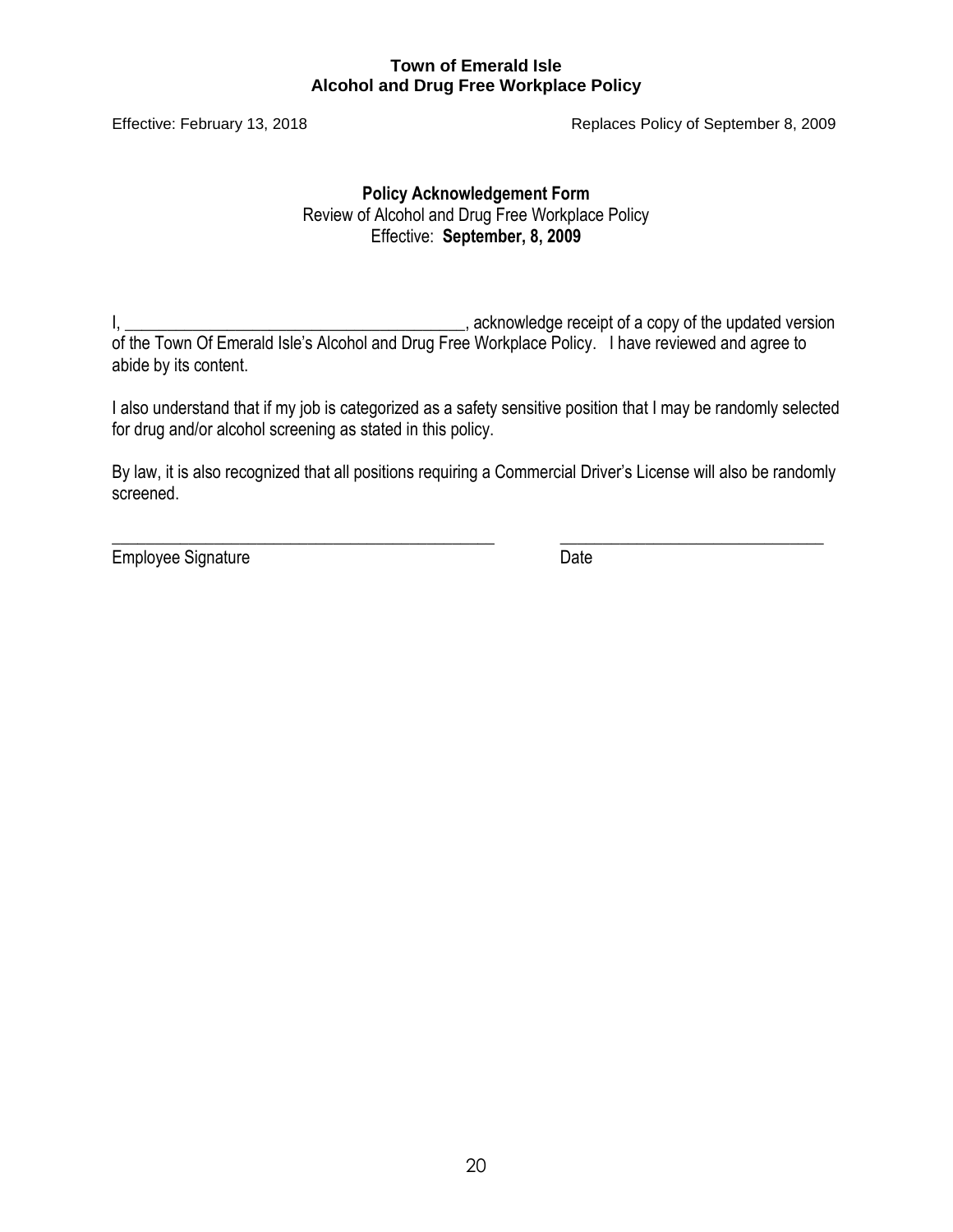**Town of Emerald Isle**
**Alcohol and Drug Free Workplace Policy**

Effective: February 13, 2018 Replaces Policy of September 8, 2009

## Policy Acknowledgement Form

Review of Alcohol and Drug Free Workplace Policy
Effective: **September, 8, 2009**

I, ________________________________________, acknowledge receipt of a copy of the updated version of the Town Of Emerald Isle's Alcohol and Drug Free Workplace Policy. I have reviewed and agree to abide by its content.

I also understand that if my job is categorized as a safety sensitive position that I may be randomly selected for drug and/or alcohol screening as stated in this policy.

By law, it is also recognized that all positions requiring a Commercial Driver's License will also be randomly screened.

_____________________________________________ ________________________________

Employee Signature Date